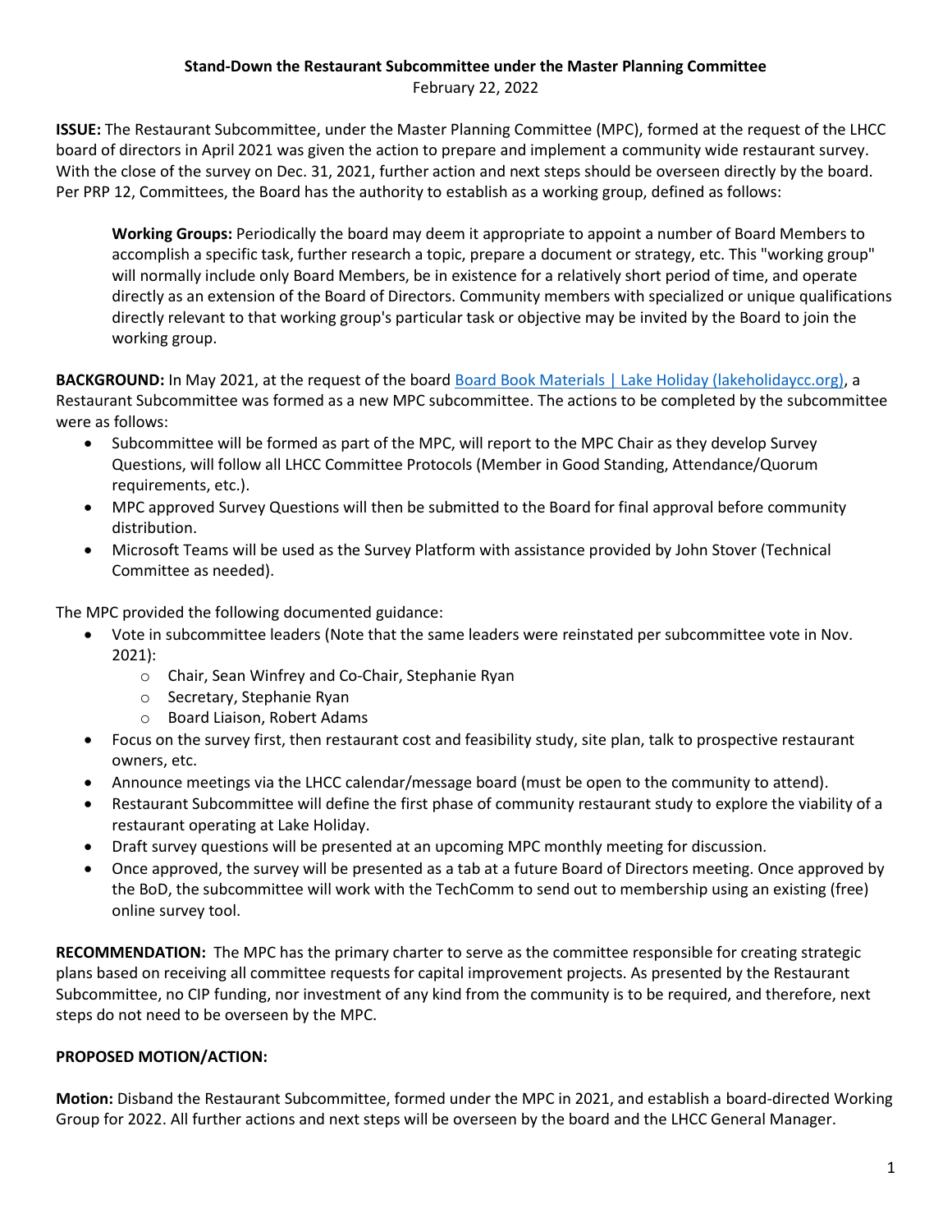**Stand-Down the Restaurant Subcommittee under the Master Planning Committee**

February 22, 2022

**ISSUE:** The Restaurant Subcommittee, under the Master Planning Committee (MPC), formed at the request of the LHCC board of directors in April 2021 was given the action to prepare and implement a community wide restaurant survey. With the close of the survey on Dec. 31, 2021, further action and next steps should be overseen directly by the board. Per PRP 12, Committees, the Board has the authority to establish as a working group, defined as follows:

> **Working Groups:** Periodically the board may deem it appropriate to appoint a number of Board Members to accomplish a specific task, further research a topic, prepare a document or strategy, etc. This "working group" will normally include only Board Members, be in existence for a relatively short period of time, and operate directly as an extension of the Board of Directors. Community members with specialized or unique qualifications directly relevant to that working group's particular task or objective may be invited by the Board to join the working group.

**BACKGROUND:** In May 2021, at the request of the board [Board Book Materials | Lake Holiday (lakeholidaycc.org)](lakeholidaycc.org), a Restaurant Subcommittee was formed as a new MPC subcommittee. The actions to be completed by the subcommittee were as follows:

- Subcommittee will be formed as part of the MPC, will report to the MPC Chair as they develop Survey Questions, will follow all LHCC Committee Protocols (Member in Good Standing, Attendance/Quorum requirements, etc.).
- MPC approved Survey Questions will then be submitted to the Board for final approval before community distribution.
- Microsoft Teams will be used as the Survey Platform with assistance provided by John Stover (Technical Committee as needed).

The MPC provided the following documented guidance:

- Vote in subcommittee leaders (Note that the same leaders were reinstated per subcommittee vote in Nov. 2021):
  - Chair, Sean Winfrey and Co-Chair, Stephanie Ryan
  - Secretary, Stephanie Ryan
  - Board Liaison, Robert Adams
- Focus on the survey first, then restaurant cost and feasibility study, site plan, talk to prospective restaurant owners, etc.
- Announce meetings via the LHCC calendar/message board (must be open to the community to attend).
- Restaurant Subcommittee will define the first phase of community restaurant study to explore the viability of a restaurant operating at Lake Holiday.
- Draft survey questions will be presented at an upcoming MPC monthly meeting for discussion.
- Once approved, the survey will be presented as a tab at a future Board of Directors meeting. Once approved by the BoD, the subcommittee will work with the TechComm to send out to membership using an existing (free) online survey tool.

**RECOMMENDATION:** The MPC has the primary charter to serve as the committee responsible for creating strategic plans based on receiving all committee requests for capital improvement projects. As presented by the Restaurant Subcommittee, no CIP funding, nor investment of any kind from the community is to be required, and therefore, next steps do not need to be overseen by the MPC.

**PROPOSED MOTION/ACTION:**

**Motion:** Disband the Restaurant Subcommittee, formed under the MPC in 2021, and establish a board-directed Working Group for 2022. All further actions and next steps will be overseen by the board and the LHCC General Manager.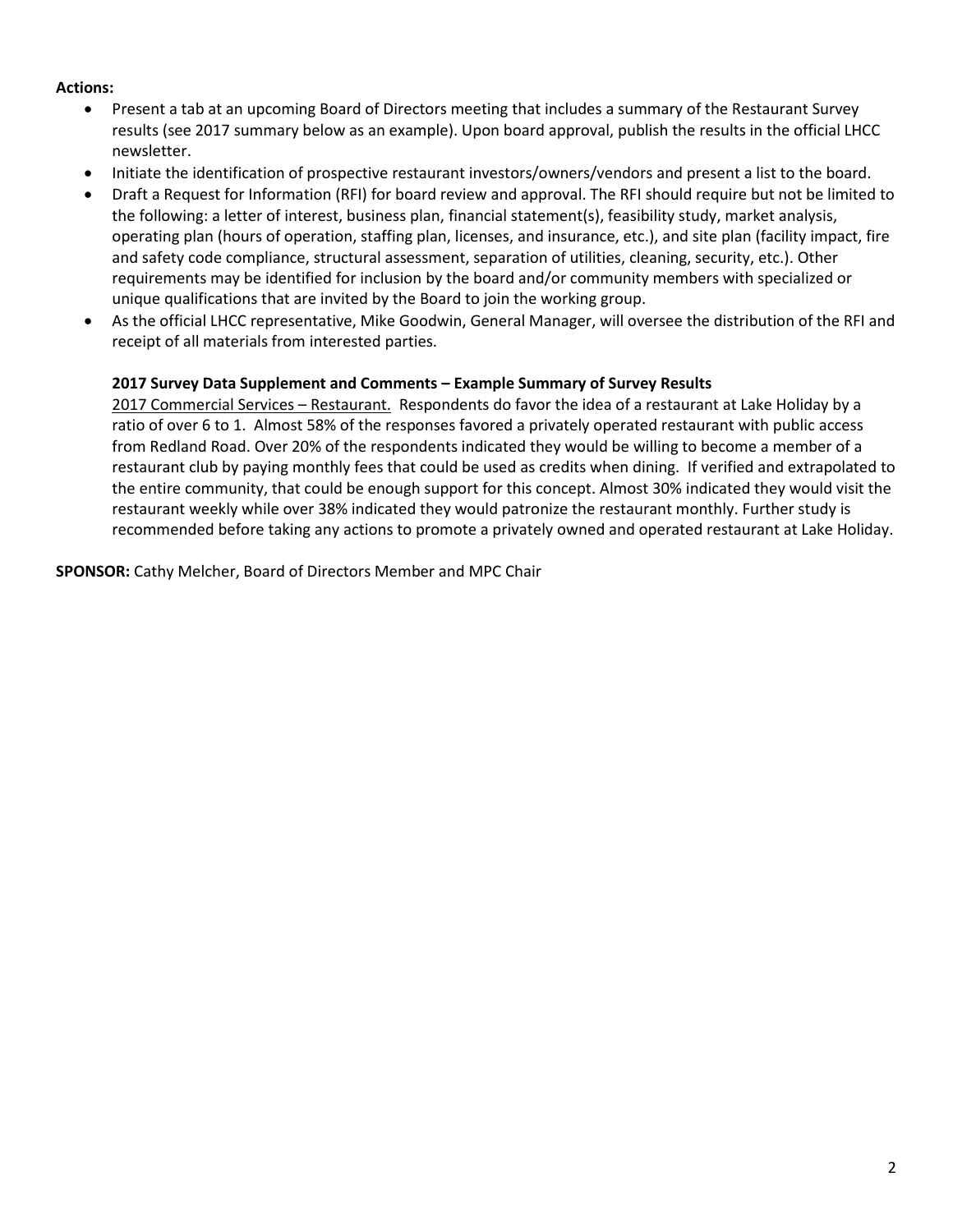**Actions:**

- Present a tab at an upcoming Board of Directors meeting that includes a summary of the Restaurant Survey results (see 2017 summary below as an example). Upon board approval, publish the results in the official LHCC newsletter.
- Initiate the identification of prospective restaurant investors/owners/vendors and present a list to the board.
- Draft a Request for Information (RFI) for board review and approval. The RFI should require but not be limited to the following: a letter of interest, business plan, financial statement(s), feasibility study, market analysis, operating plan (hours of operation, staffing plan, licenses, and insurance, etc.), and site plan (facility impact, fire and safety code compliance, structural assessment, separation of utilities, cleaning, security, etc.). Other requirements may be identified for inclusion by the board and/or community members with specialized or unique qualifications that are invited by the Board to join the working group.
- As the official LHCC representative, Mike Goodwin, General Manager, will oversee the distribution of the RFI and receipt of all materials from interested parties.

**2017 Survey Data Supplement and Comments – Example Summary of Survey Results**

2017 Commercial Services – Restaurant. Respondents do favor the idea of a restaurant at Lake Holiday by a ratio of over 6 to 1. Almost 58% of the responses favored a privately operated restaurant with public access from Redland Road. Over 20% of the respondents indicated they would be willing to become a member of a restaurant club by paying monthly fees that could be used as credits when dining. If verified and extrapolated to the entire community, that could be enough support for this concept. Almost 30% indicated they would visit the restaurant weekly while over 38% indicated they would patronize the restaurant monthly. Further study is recommended before taking any actions to promote a privately owned and operated restaurant at Lake Holiday.

**SPONSOR:** Cathy Melcher, Board of Directors Member and MPC Chair